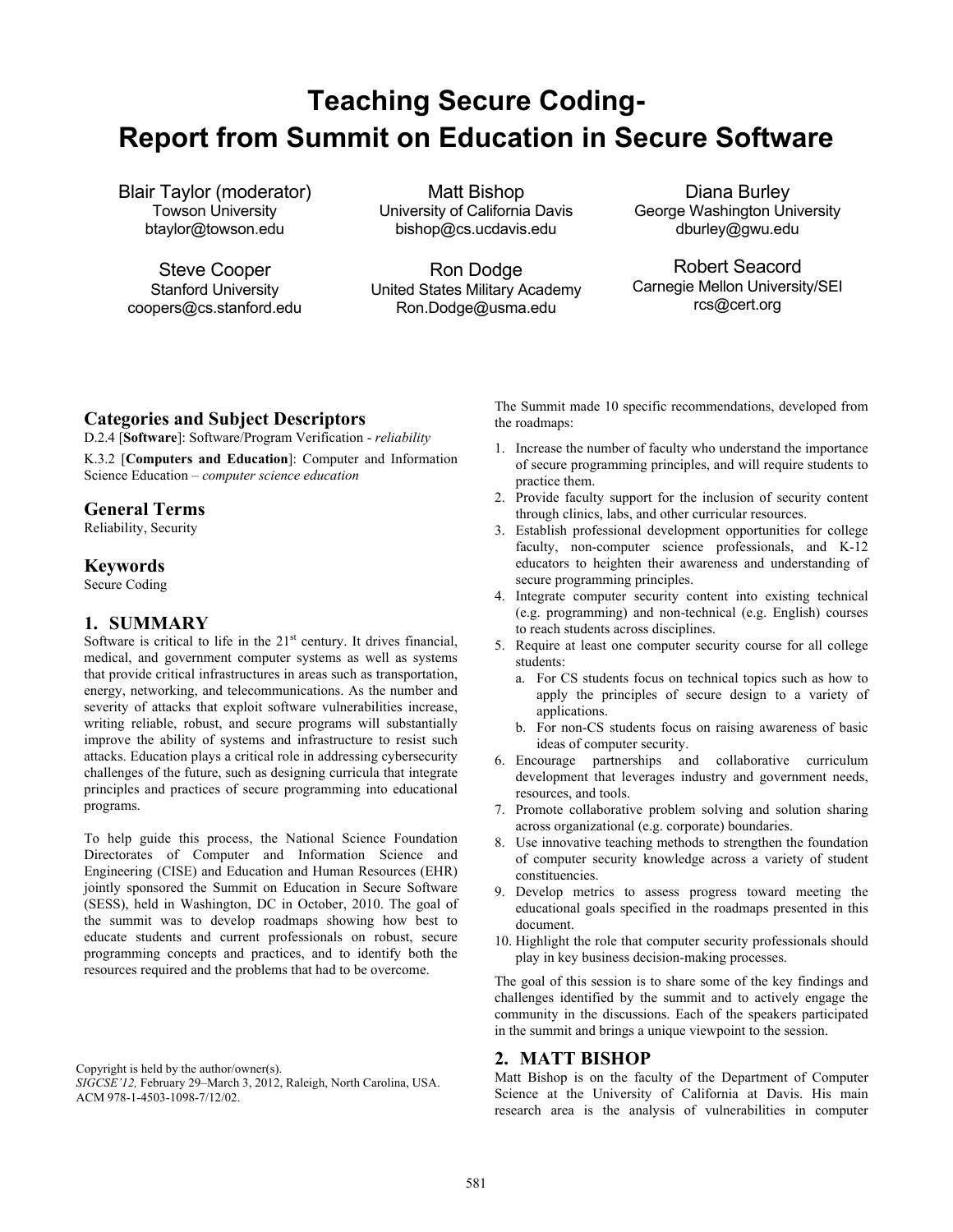# Teaching Secure Coding- Report from Summit on Education in Secure Software

Blair Taylor (moderator)
Towson University
btaylor@towson.edu

Matt Bishop
University of California Davis
bishop@cs.ucdavis.edu

Diana Burley
George Washington University
dburley@gwu.edu

Steve Cooper
Stanford University
coopers@cs.stanford.edu

Ron Dodge
United States Military Academy
Ron.Dodge@usma.edu

Robert Seacord
Carnegie Mellon University/SEI
rcs@cert.org

## Categories and Subject Descriptors

D.2.4 [**Software**]: Software/Program Verification - *reliability*

K.3.2 [**Computers and Education**]: Computer and Information Science Education – *computer science education*

## General Terms

Reliability, Security

## Keywords

Secure Coding

## 1. SUMMARY

Software is critical to life in the 21st century. It drives financial, medical, and government computer systems as well as systems that provide critical infrastructures in areas such as transportation, energy, networking, and telecommunications. As the number and severity of attacks that exploit software vulnerabilities increase, writing reliable, robust, and secure programs will substantially improve the ability of systems and infrastructure to resist such attacks. Education plays a critical role in addressing cybersecurity challenges of the future, such as designing curricula that integrate principles and practices of secure programming into educational programs.

To help guide this process, the National Science Foundation Directorates of Computer and Information Science and Engineering (CISE) and Education and Human Resources (EHR) jointly sponsored the Summit on Education in Secure Software (SESS), held in Washington, DC in October, 2010. The goal of the summit was to develop roadmaps showing how best to educate students and current professionals on robust, secure programming concepts and practices, and to identify both the resources required and the problems that had to be overcome.

Copyright is held by the author/owner(s).
*SIGCSE'12,* February 29–March 3, 2012, Raleigh, North Carolina, USA.
ACM 978-1-4503-1098-7/12/02.

The Summit made 10 specific recommendations, developed from the roadmaps:

1. Increase the number of faculty who understand the importance of secure programming principles, and will require students to practice them.
2. Provide faculty support for the inclusion of security content through clinics, labs, and other curricular resources.
3. Establish professional development opportunities for college faculty, non-computer science professionals, and K-12 educators to heighten their awareness and understanding of secure programming principles.
4. Integrate computer security content into existing technical (e.g. programming) and non-technical (e.g. English) courses to reach students across disciplines.
5. Require at least one computer security course for all college students:
   a. For CS students focus on technical topics such as how to apply the principles of secure design to a variety of applications.
   b. For non-CS students focus on raising awareness of basic ideas of computer security.
6. Encourage partnerships and collaborative curriculum development that leverages industry and government needs, resources, and tools.
7. Promote collaborative problem solving and solution sharing across organizational (e.g. corporate) boundaries.
8. Use innovative teaching methods to strengthen the foundation of computer security knowledge across a variety of student constituencies.
9. Develop metrics to assess progress toward meeting the educational goals specified in the roadmaps presented in this document.
10. Highlight the role that computer security professionals should play in key business decision-making processes.

The goal of this session is to share some of the key findings and challenges identified by the summit and to actively engage the community in the discussions. Each of the speakers participated in the summit and brings a unique viewpoint to the session.

## 2. MATT BISHOP

Matt Bishop is on the faculty of the Department of Computer Science at the University of California at Davis. His main research area is the analysis of vulnerabilities in computer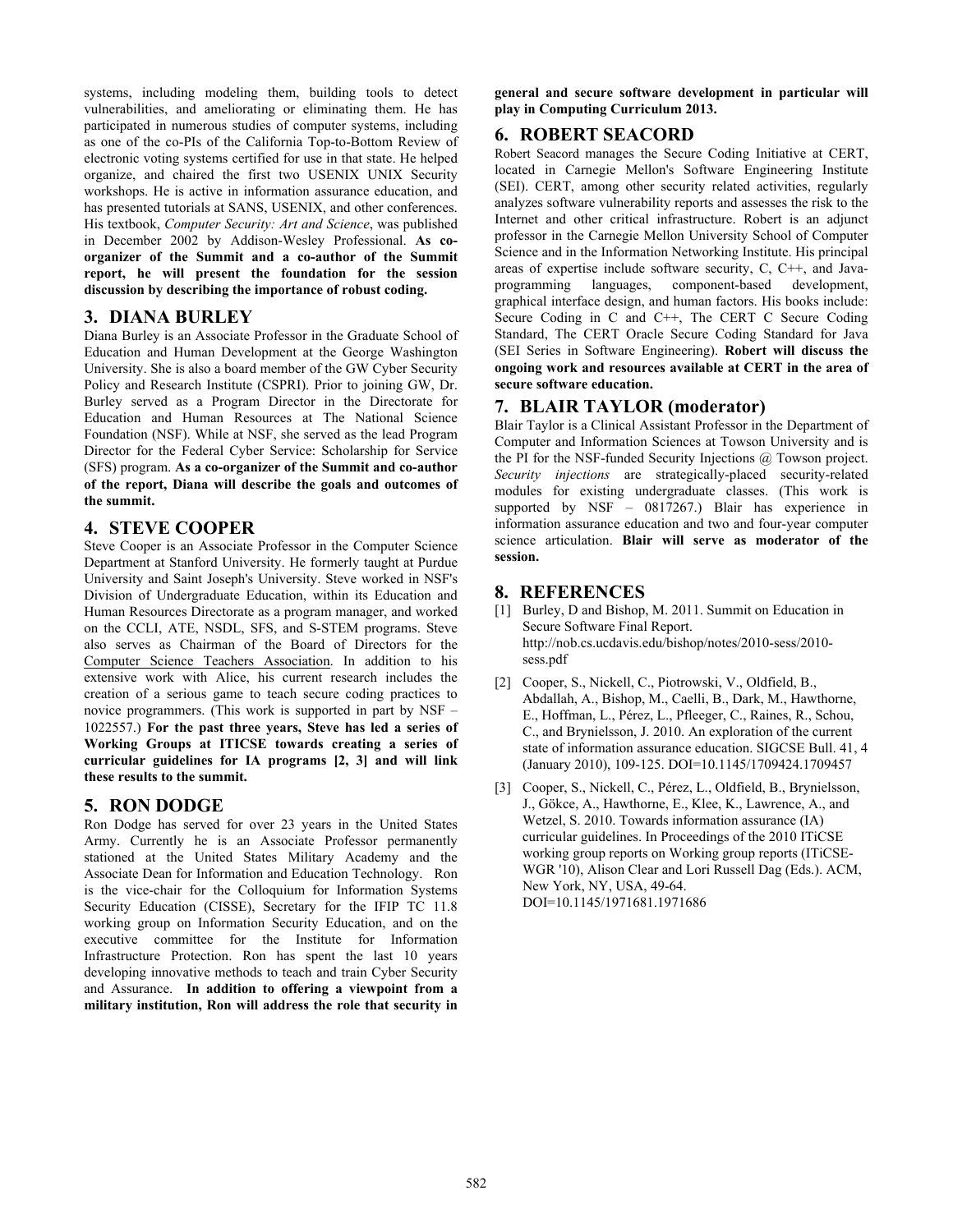systems, including modeling them, building tools to detect vulnerabilities, and ameliorating or eliminating them. He has participated in numerous studies of computer systems, including as one of the co-PIs of the California Top-to-Bottom Review of electronic voting systems certified for use in that state. He helped organize, and chaired the first two USENIX UNIX Security workshops. He is active in information assurance education, and has presented tutorials at SANS, USENIX, and other conferences. His textbook, *Computer Security: Art and Science*, was published in December 2002 by Addison-Wesley Professional. **As co-organizer of the Summit and a co-author of the Summit report, he will present the foundation for the session discussion by describing the importance of robust coding.**

## 3. DIANA BURLEY

Diana Burley is an Associate Professor in the Graduate School of Education and Human Development at the George Washington University. She is also a board member of the GW Cyber Security Policy and Research Institute (CSPRI). Prior to joining GW, Dr. Burley served as a Program Director in the Directorate for Education and Human Resources at The National Science Foundation (NSF). While at NSF, she served as the lead Program Director for the Federal Cyber Service: Scholarship for Service (SFS) program. **As a co-organizer of the Summit and co-author of the report, Diana will describe the goals and outcomes of the summit.**

## 4. STEVE COOPER

Steve Cooper is an Associate Professor in the Computer Science Department at Stanford University. He formerly taught at Purdue University and Saint Joseph's University. Steve worked in NSF's Division of Undergraduate Education, within its Education and Human Resources Directorate as a program manager, and worked on the CCLI, ATE, NSDL, SFS, and S-STEM programs. Steve also serves as Chairman of the Board of Directors for the Computer Science Teachers Association. In addition to his extensive work with Alice, his current research includes the creation of a serious game to teach secure coding practices to novice programmers. (This work is supported in part by NSF – 1022557.) **For the past three years, Steve has led a series of Working Groups at ITICSE towards creating a series of curricular guidelines for IA programs [2, 3] and will link these results to the summit.**

## 5. RON DODGE

Ron Dodge has served for over 23 years in the United States Army. Currently he is an Associate Professor permanently stationed at the United States Military Academy and the Associate Dean for Information and Education Technology. Ron is the vice-chair for the Colloquium for Information Systems Security Education (CISSE), Secretary for the IFIP TC 11.8 working group on Information Security Education, and on the executive committee for the Institute for Information Infrastructure Protection. Ron has spent the last 10 years developing innovative methods to teach and train Cyber Security and Assurance. **In addition to offering a viewpoint from a military institution, Ron will address the role that security in general and secure software development in particular will play in Computing Curriculum 2013.**

## 6. ROBERT SEACORD

Robert Seacord manages the Secure Coding Initiative at CERT, located in Carnegie Mellon's Software Engineering Institute (SEI). CERT, among other security related activities, regularly analyzes software vulnerability reports and assesses the risk to the Internet and other critical infrastructure. Robert is an adjunct professor in the Carnegie Mellon University School of Computer Science and in the Information Networking Institute. His principal areas of expertise include software security, C, C++, and Java-programming languages, component-based development, graphical interface design, and human factors. His books include: Secure Coding in C and C++, The CERT C Secure Coding Standard, The CERT Oracle Secure Coding Standard for Java (SEI Series in Software Engineering). **Robert will discuss the ongoing work and resources available at CERT in the area of secure software education.**

## 7. BLAIR TAYLOR (moderator)

Blair Taylor is a Clinical Assistant Professor in the Department of Computer and Information Sciences at Towson University and is the PI for the NSF-funded Security Injections @ Towson project. *Security injections* are strategically-placed security-related modules for existing undergraduate classes. (This work is supported by NSF – 0817267.) Blair has experience in information assurance education and two and four-year computer science articulation. **Blair will serve as moderator of the session.**

## 8. REFERENCES

[1] Burley, D and Bishop, M. 2011. Summit on Education in Secure Software Final Report. http://nob.cs.ucdavis.edu/bishop/notes/2010-sess/2010-sess.pdf

[2] Cooper, S., Nickell, C., Piotrowski, V., Oldfield, B., Abdallah, A., Bishop, M., Caelli, B., Dark, M., Hawthorne, E., Hoffman, L., Pérez, L., Pfleeger, C., Raines, R., Schou, C., and Brynielsson, J. 2010. An exploration of the current state of information assurance education. SIGCSE Bull. 41, 4 (January 2010), 109-125. DOI=10.1145/1709424.1709457

[3] Cooper, S., Nickell, C., Pérez, L., Oldfield, B., Brynielsson, J., Gökce, A., Hawthorne, E., Klee, K., Lawrence, A., and Wetzel, S. 2010. Towards information assurance (IA) curricular guidelines. In Proceedings of the 2010 ITiCSE working group reports on Working group reports (ITiCSE-WGR '10), Alison Clear and Lori Russell Dag (Eds.). ACM, New York, NY, USA, 49-64. DOI=10.1145/1971681.1971686